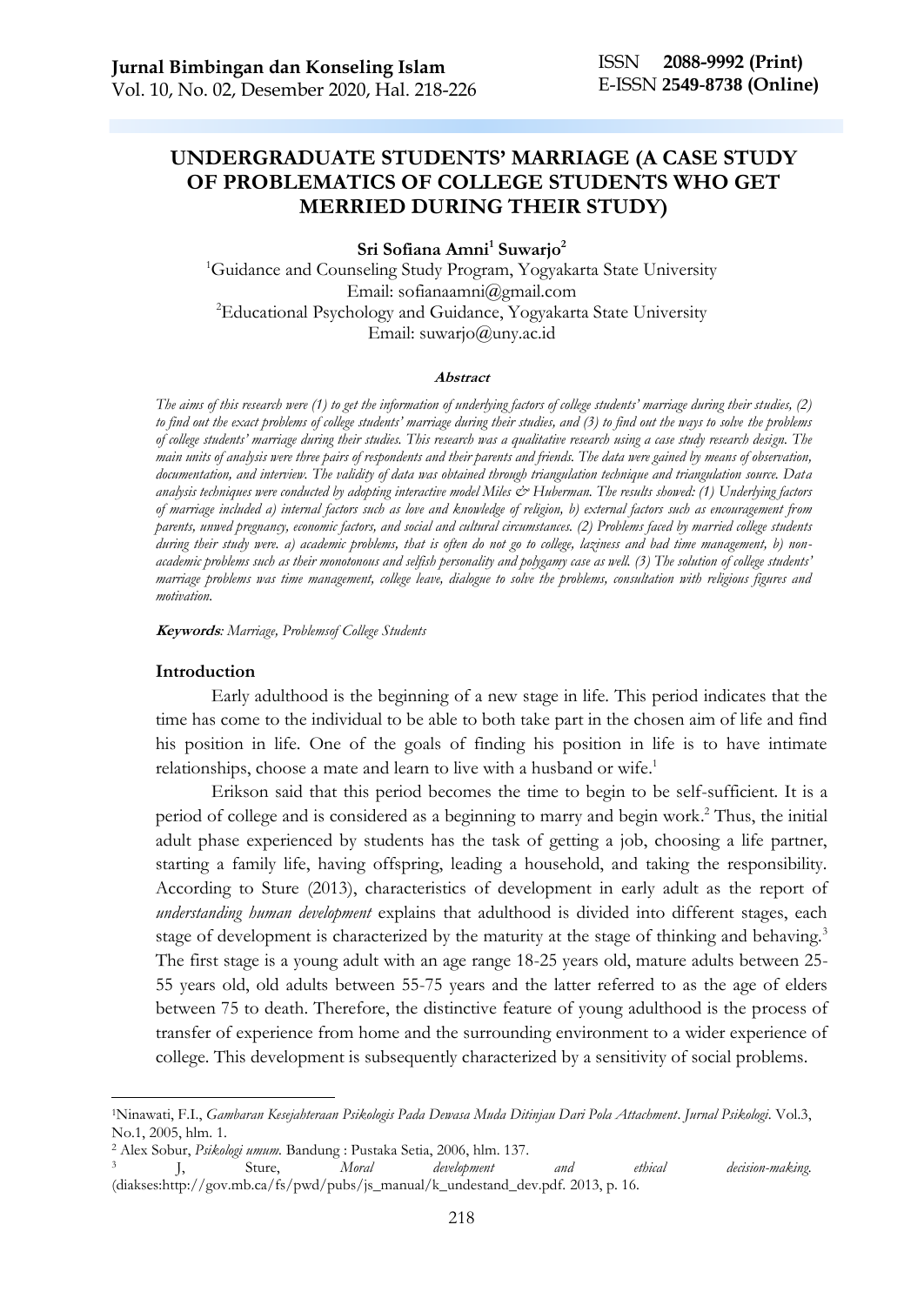# UNDERGRADUATE STUDENTS' MARRIAGE (A CASE STUDY OF PROBLEMATICS OF COLLEGE STUDENTS WHO GET MERRIED DURING THEIR STUDY)

**Sri Sofiana Amni[1] Suwarjo[2]**

[1]Guidance and Counseling Study Program, Yogyakarta State University
Email: sofianaamni@gmail.com
[2]Educational Psychology and Guidance, Yogyakarta State University
Email: suwarjo@uny.ac.id

**Abstract**

*The aims of this research were (1) to get the information of underlying factors of college students' marriage during their studies, (2) to find out the exact problems of college students' marriage during their studies, and (3) to find out the ways to solve the problems of college students' marriage during their studies. This research was a qualitative research using a case study research design. The main units of analysis were three pairs of respondents and their parents and friends. The data were gained by means of observation, documentation, and interview. The validity of data was obtained through triangulation technique and triangulation source. Data analysis techniques were conducted by adopting interactive model Miles & Huberman. The results showed: (1) Underlying factors of marriage included a) internal factors such as love and knowledge of religion, b) external factors such as encouragement from parents, unwed pregnancy, economic factors, and social and cultural circumstances. (2) Problems faced by married college students during their study were. a) academic problems, that is often do not go to college, laziness and bad time management, b) non-academic problems such as their monotonous and selfish personality and polygamy case as well. (3) The solution of college students' marriage problems was time management, college leave, dialogue to solve the problems, consultation with religious figures and motivation.*

**Keywords**: *Marriage, Problemsof College Students*

## Introduction

Early adulthood is the beginning of a new stage in life. This period indicates that the time has come to the individual to be able to both take part in the chosen aim of life and find his position in life. One of the goals of finding his position in life is to have intimate relationships, choose a mate and learn to live with a husband or wife.[1]

Erikson said that this period becomes the time to begin to be self-sufficient. It is a period of college and is considered as a beginning to marry and begin work.[2] Thus, the initial adult phase experienced by students has the task of getting a job, choosing a life partner, starting a family life, having offspring, leading a household, and taking the responsibility. According to Sture (2013), characteristics of development in early adult as the report of *understanding human development* explains that adulthood is divided into different stages, each stage of development is characterized by the maturity at the stage of thinking and behaving.[3] The first stage is a young adult with an age range 18-25 years old, mature adults between 25-55 years old, old adults between 55-75 years and the latter referred to as the age of elders between 75 to death. Therefore, the distinctive feature of young adulthood is the process of transfer of experience from home and the surrounding environment to a wider experience of college. This development is subsequently characterized by a sensitivity of social problems.

---

[1]Ninawati, F.I., *Gambaran Kesejahteraan Psikologis Pada Dewasa Muda Ditinjau Dari Pola Attachment*. *Jurnal Psikologi*. Vol.3, No.1, 2005, hlm. 1.

[2] Alex Sobur, *Psikologi umum*. Bandung : Pustaka Setia, 2006, hlm. 137.

[3] J, Sture, *Moral development and ethical decision-making.* (diakses:http://gov.mb.ca/fs/pwd/pubs/js_manual/k_undestand_dev.pdf. 2013, p. 16.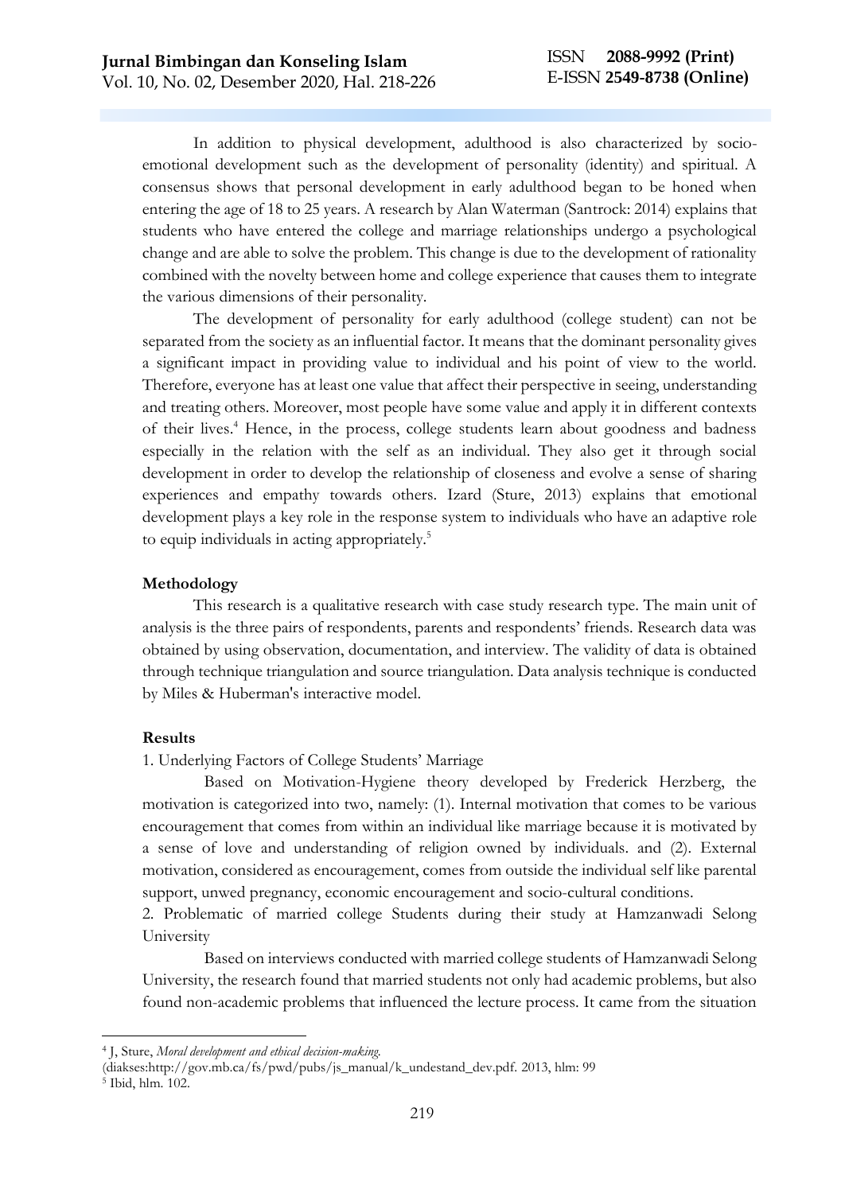In addition to physical development, adulthood is also characterized by socio-emotional development such as the development of personality (identity) and spiritual. A consensus shows that personal development in early adulthood began to be honed when entering the age of 18 to 25 years. A research by Alan Waterman (Santrock: 2014) explains that students who have entered the college and marriage relationships undergo a psychological change and are able to solve the problem. This change is due to the development of rationality combined with the novelty between home and college experience that causes them to integrate the various dimensions of their personality.

The development of personality for early adulthood (college student) can not be separated from the society as an influential factor. It means that the dominant personality gives a significant impact in providing value to individual and his point of view to the world. Therefore, everyone has at least one value that affect their perspective in seeing, understanding and treating others. Moreover, most people have some value and apply it in different contexts of their lives.[4] Hence, in the process, college students learn about goodness and badness especially in the relation with the self as an individual. They also get it through social development in order to develop the relationship of closeness and evolve a sense of sharing experiences and empathy towards others. Izard (Sture, 2013) explains that emotional development plays a key role in the response system to individuals who have an adaptive role to equip individuals in acting appropriately.[5]

**Methodology**

This research is a qualitative research with case study research type. The main unit of analysis is the three pairs of respondents, parents and respondents' friends. Research data was obtained by using observation, documentation, and interview. The validity of data is obtained through technique triangulation and source triangulation. Data analysis technique is conducted by Miles & Huberman's interactive model.

**Results**

1. Underlying Factors of College Students' Marriage

Based on Motivation-Hygiene theory developed by Frederick Herzberg, the motivation is categorized into two, namely: (1). Internal motivation that comes to be various encouragement that comes from within an individual like marriage because it is motivated by a sense of love and understanding of religion owned by individuals. and (2). External motivation, considered as encouragement, comes from outside the individual self like parental support, unwed pregnancy, economic encouragement and socio-cultural conditions.

2. Problematic of married college Students during their study at Hamzanwadi Selong University

Based on interviews conducted with married college students of Hamzanwadi Selong University, the research found that married students not only had academic problems, but also found non-academic problems that influenced the lecture process. It came from the situation

---

[4] J, Sture, *Moral development and ethical decision-making.* (diakses:http://gov.mb.ca/fs/pwd/pubs/js_manual/k_undestand_dev.pdf. 2013, hlm: 99

[5] Ibid, hlm. 102.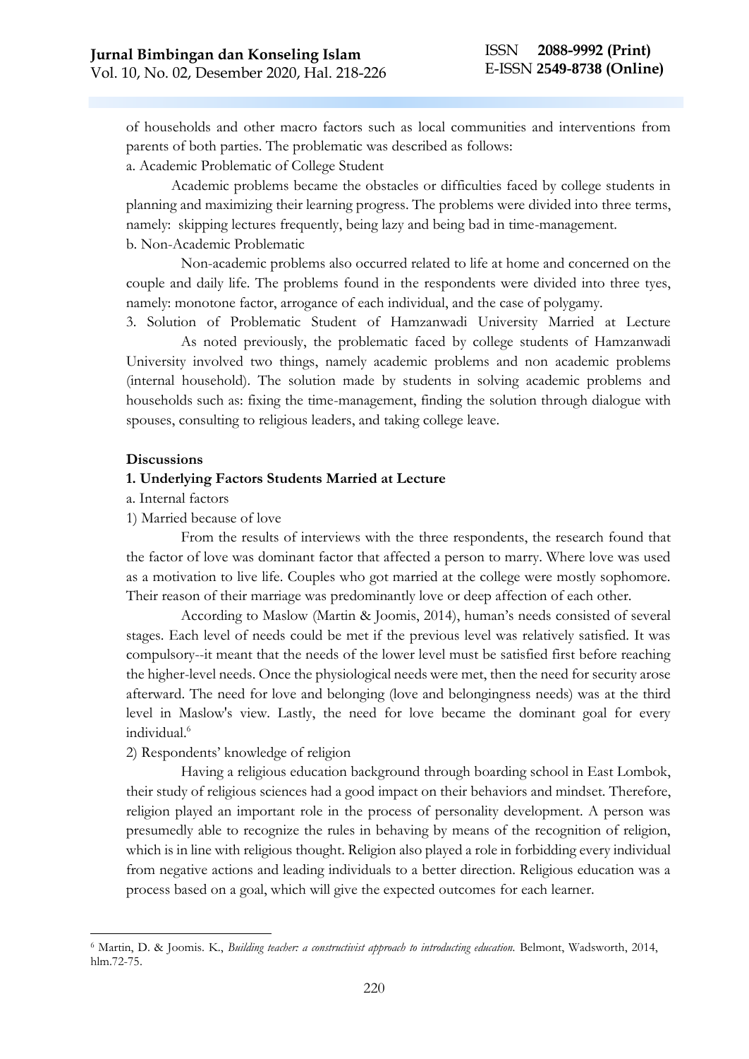of households and other macro factors such as local communities and interventions from parents of both parties. The problematic was described as follows:

a. Academic Problematic of College Student

Academic problems became the obstacles or difficulties faced by college students in planning and maximizing their learning progress. The problems were divided into three terms, namely: skipping lectures frequently, being lazy and being bad in time-management.

b. Non-Academic Problematic

Non-academic problems also occurred related to life at home and concerned on the couple and daily life. The problems found in the respondents were divided into three tyes, namely: monotone factor, arrogance of each individual, and the case of polygamy.

3. Solution of Problematic Student of Hamzanwadi University Married at Lecture

As noted previously, the problematic faced by college students of Hamzanwadi University involved two things, namely academic problems and non academic problems (internal household). The solution made by students in solving academic problems and households such as: fixing the time-management, finding the solution through dialogue with spouses, consulting to religious leaders, and taking college leave.

**Discussions**

**1. Underlying Factors Students Married at Lecture**

a. Internal factors

1) Married because of love

From the results of interviews with the three respondents, the research found that the factor of love was dominant factor that affected a person to marry. Where love was used as a motivation to live life. Couples who got married at the college were mostly sophomore. Their reason of their marriage was predominantly love or deep affection of each other.

According to Maslow (Martin & Joomis, 2014), human's needs consisted of several stages. Each level of needs could be met if the previous level was relatively satisfied. It was compulsory--it meant that the needs of the lower level must be satisfied first before reaching the higher-level needs. Once the physiological needs were met, then the need for security arose afterward. The need for love and belonging (love and belongingness needs) was at the third level in Maslow's view. Lastly, the need for love became the dominant goal for every individual.[6]

2) Respondents' knowledge of religion

Having a religious education background through boarding school in East Lombok, their study of religious sciences had a good impact on their behaviors and mindset. Therefore, religion played an important role in the process of personality development. A person was presumedly able to recognize the rules in behaving by means of the recognition of religion, which is in line with religious thought. Religion also played a role in forbidding every individual from negative actions and leading individuals to a better direction. Religious education was a process based on a goal, which will give the expected outcomes for each learner.

---

[6] Martin, D. & Joomis. K., *Building teacher: a constructivist approach to introducting education.* Belmont, Wadsworth, 2014, hlm.72-75.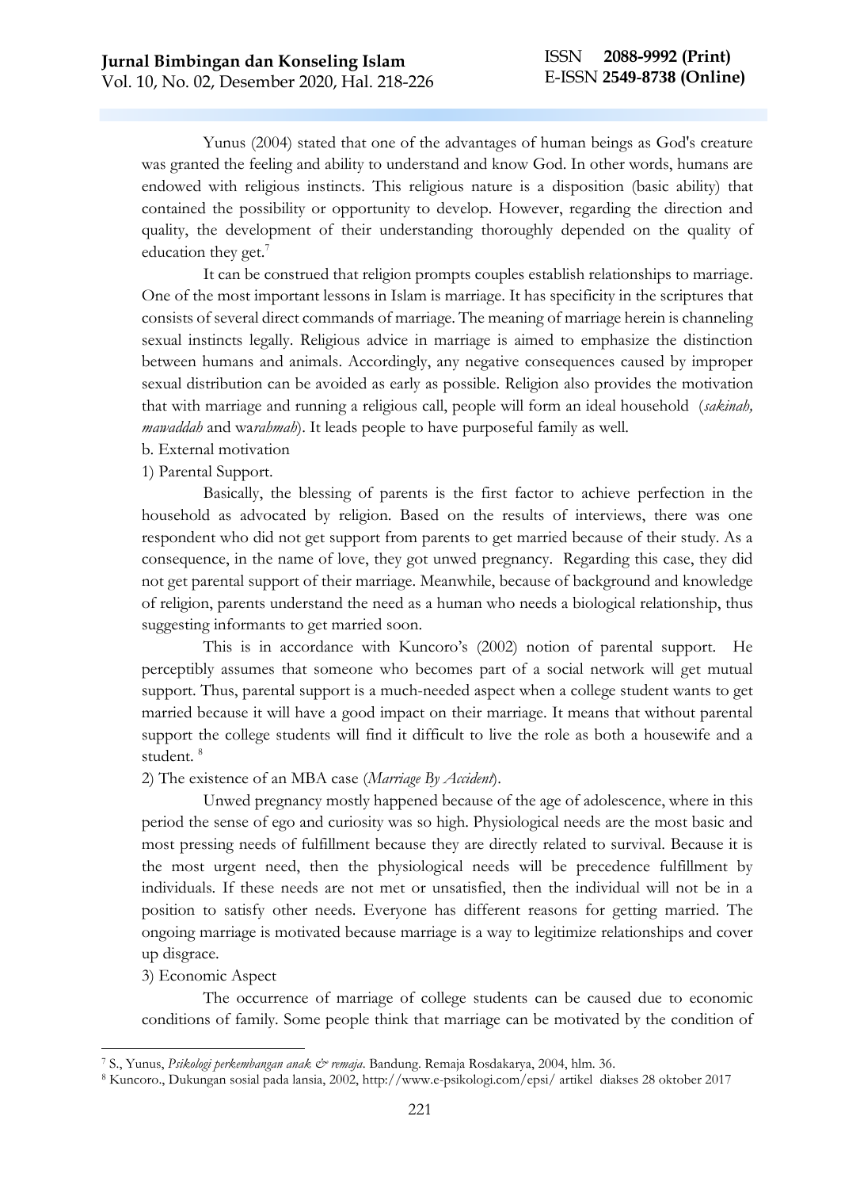Yunus (2004) stated that one of the advantages of human beings as God's creature was granted the feeling and ability to understand and know God. In other words, humans are endowed with religious instincts. This religious nature is a disposition (basic ability) that contained the possibility or opportunity to develop. However, regarding the direction and quality, the development of their understanding thoroughly depended on the quality of education they get.[7]

It can be construed that religion prompts couples establish relationships to marriage. One of the most important lessons in Islam is marriage. It has specificity in the scriptures that consists of several direct commands of marriage. The meaning of marriage herein is channeling sexual instincts legally. Religious advice in marriage is aimed to emphasize the distinction between humans and animals. Accordingly, any negative consequences caused by improper sexual distribution can be avoided as early as possible. Religion also provides the motivation that with marriage and running a religious call, people will form an ideal household (*sakinah, mawaddah* and wa*rahmah*). It leads people to have purposeful family as well.

b. External motivation

1) Parental Support.

Basically, the blessing of parents is the first factor to achieve perfection in the household as advocated by religion. Based on the results of interviews, there was one respondent who did not get support from parents to get married because of their study. As a consequence, in the name of love, they got unwed pregnancy. Regarding this case, they did not get parental support of their marriage. Meanwhile, because of background and knowledge of religion, parents understand the need as a human who needs a biological relationship, thus suggesting informants to get married soon.

This is in accordance with Kuncoro's (2002) notion of parental support. He perceptibly assumes that someone who becomes part of a social network will get mutual support. Thus, parental support is a much-needed aspect when a college student wants to get married because it will have a good impact on their marriage. It means that without parental support the college students will find it difficult to live the role as both a housewife and a student. [8]

2) The existence of an MBA case (*Marriage By Accident*).

Unwed pregnancy mostly happened because of the age of adolescence, where in this period the sense of ego and curiosity was so high. Physiological needs are the most basic and most pressing needs of fulfillment because they are directly related to survival. Because it is the most urgent need, then the physiological needs will be precedence fulfillment by individuals. If these needs are not met or unsatisfied, then the individual will not be in a position to satisfy other needs. Everyone has different reasons for getting married. The ongoing marriage is motivated because marriage is a way to legitimize relationships and cover up disgrace.

3) Economic Aspect

The occurrence of marriage of college students can be caused due to economic conditions of family. Some people think that marriage can be motivated by the condition of

---

[7] S., Yunus, *Psikologi perkembangan anak & remaja*. Bandung. Remaja Rosdakarya, 2004, hlm. 36.

[8] Kuncoro., Dukungan sosial pada lansia, 2002, http://www.e-psikologi.com/epsi/ artikel diakses 28 oktober 2017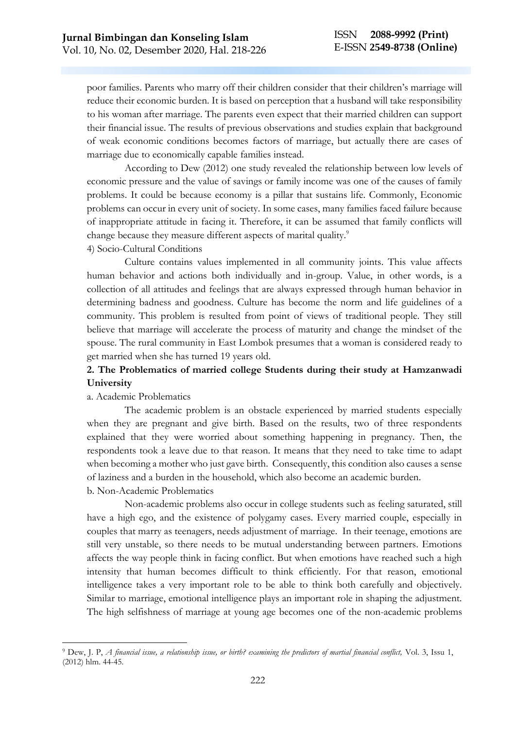poor families. Parents who marry off their children consider that their children's marriage will reduce their economic burden. It is based on perception that a husband will take responsibility to his woman after marriage. The parents even expect that their married children can support their financial issue. The results of previous observations and studies explain that background of weak economic conditions becomes factors of marriage, but actually there are cases of marriage due to economically capable families instead.

According to Dew (2012) one study revealed the relationship between low levels of economic pressure and the value of savings or family income was one of the causes of family problems. It could be because economy is a pillar that sustains life. Commonly, Economic problems can occur in every unit of society. In some cases, many families faced failure because of inappropriate attitude in facing it. Therefore, it can be assumed that family conflicts will change because they measure different aspects of marital quality.[9]

4) Socio-Cultural Conditions

Culture contains values implemented in all community joints. This value affects human behavior and actions both individually and in-group. Value, in other words, is a collection of all attitudes and feelings that are always expressed through human behavior in determining badness and goodness. Culture has become the norm and life guidelines of a community. This problem is resulted from point of views of traditional people. They still believe that marriage will accelerate the process of maturity and change the mindset of the spouse. The rural community in East Lombok presumes that a woman is considered ready to get married when she has turned 19 years old.

**2. The Problematics of married college Students during their study at Hamzanwadi University**

a. Academic Problematics

The academic problem is an obstacle experienced by married students especially when they are pregnant and give birth. Based on the results, two of three respondents explained that they were worried about something happening in pregnancy. Then, the respondents took a leave due to that reason. It means that they need to take time to adapt when becoming a mother who just gave birth. Consequently, this condition also causes a sense of laziness and a burden in the household, which also become an academic burden.

b. Non-Academic Problematics

Non-academic problems also occur in college students such as feeling saturated, still have a high ego, and the existence of polygamy cases. Every married couple, especially in couples that marry as teenagers, needs adjustment of marriage. In their teenage, emotions are still very unstable, so there needs to be mutual understanding between partners. Emotions affects the way people think in facing conflict. But when emotions have reached such a high intensity that human becomes difficult to think efficiently. For that reason, emotional intelligence takes a very important role to be able to think both carefully and objectively. Similar to marriage, emotional intelligence plays an important role in shaping the adjustment. The high selfishness of marriage at young age becomes one of the non-academic problems

---

[9] Dew, J. P, *A financial issue, a relationship issue, or birth? examining the predictors of martial financial conflict,* Vol. 3, Issu 1, (2012) hlm. 44-45.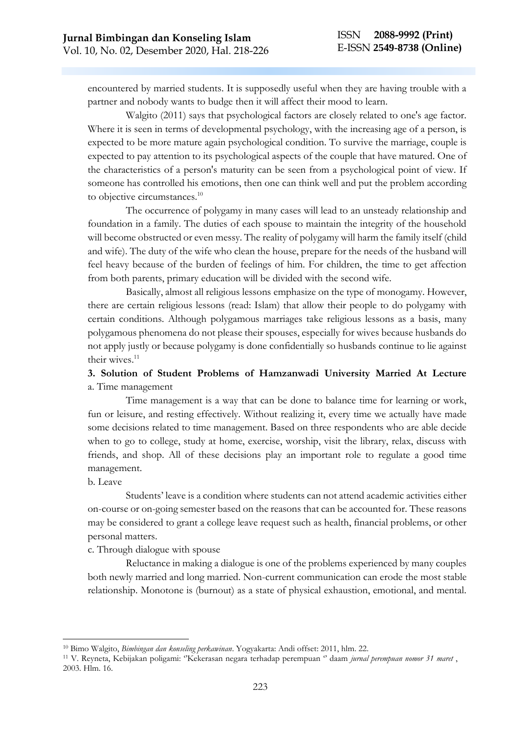encountered by married students. It is supposedly useful when they are having trouble with a partner and nobody wants to budge then it will affect their mood to learn.

Walgito (2011) says that psychological factors are closely related to one's age factor. Where it is seen in terms of developmental psychology, with the increasing age of a person, is expected to be more mature again psychological condition. To survive the marriage, couple is expected to pay attention to its psychological aspects of the couple that have matured. One of the characteristics of a person's maturity can be seen from a psychological point of view. If someone has controlled his emotions, then one can think well and put the problem according to objective circumstances.[10]

The occurrence of polygamy in many cases will lead to an unsteady relationship and foundation in a family. The duties of each spouse to maintain the integrity of the household will become obstructed or even messy. The reality of polygamy will harm the family itself (child and wife). The duty of the wife who clean the house, prepare for the needs of the husband will feel heavy because of the burden of feelings of him. For children, the time to get affection from both parents, primary education will be divided with the second wife.

Basically, almost all religious lessons emphasize on the type of monogamy. However, there are certain religious lessons (read: Islam) that allow their people to do polygamy with certain conditions. Although polygamous marriages take religious lessons as a basis, many polygamous phenomena do not please their spouses, especially for wives because husbands do not apply justly or because polygamy is done confidentially so husbands continue to lie against their wives.[11]

**3. Solution of Student Problems of Hamzanwadi University Married At Lecture**

a. Time management

Time management is a way that can be done to balance time for learning or work, fun or leisure, and resting effectively. Without realizing it, every time we actually have made some decisions related to time management. Based on three respondents who are able decide when to go to college, study at home, exercise, worship, visit the library, relax, discuss with friends, and shop. All of these decisions play an important role to regulate a good time management.

b. Leave

Students' leave is a condition where students can not attend academic activities either on-course or on-going semester based on the reasons that can be accounted for. These reasons may be considered to grant a college leave request such as health, financial problems, or other personal matters.

c. Through dialogue with spouse

Reluctance in making a dialogue is one of the problems experienced by many couples both newly married and long married. Non-current communication can erode the most stable relationship. Monotone is (burnout) as a state of physical exhaustion, emotional, and mental.

---

[10] Bimo Walgito, *Bimbingan dan konseling perkawinan*. Yogyakarta: Andi offset: 2011, hlm. 22.

[11] V. Reyneta, Kebijakan poligami: "Kekerasan negara terhadap perempuan " daam *jurnal perempuan nomor 31 maret* , 2003. Hlm. 16.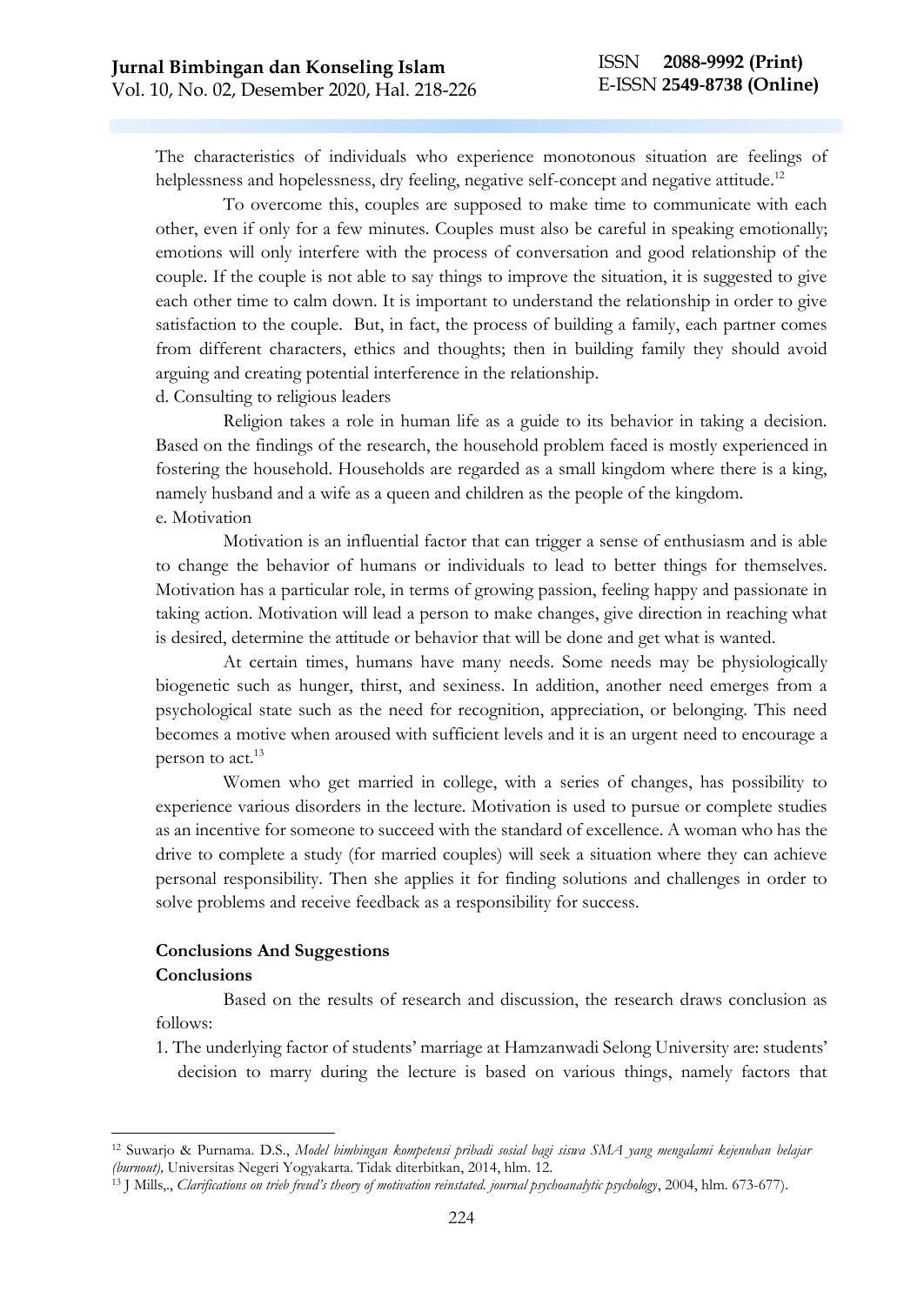The characteristics of individuals who experience monotonous situation are feelings of helplessness and hopelessness, dry feeling, negative self-concept and negative attitude.[12]

To overcome this, couples are supposed to make time to communicate with each other, even if only for a few minutes. Couples must also be careful in speaking emotionally; emotions will only interfere with the process of conversation and good relationship of the couple. If the couple is not able to say things to improve the situation, it is suggested to give each other time to calm down. It is important to understand the relationship in order to give satisfaction to the couple. But, in fact, the process of building a family, each partner comes from different characters, ethics and thoughts; then in building family they should avoid arguing and creating potential interference in the relationship.

d. Consulting to religious leaders

Religion takes a role in human life as a guide to its behavior in taking a decision. Based on the findings of the research, the household problem faced is mostly experienced in fostering the household. Households are regarded as a small kingdom where there is a king, namely husband and a wife as a queen and children as the people of the kingdom.

e. Motivation

Motivation is an influential factor that can trigger a sense of enthusiasm and is able to change the behavior of humans or individuals to lead to better things for themselves. Motivation has a particular role, in terms of growing passion, feeling happy and passionate in taking action. Motivation will lead a person to make changes, give direction in reaching what is desired, determine the attitude or behavior that will be done and get what is wanted.

At certain times, humans have many needs. Some needs may be physiologically biogenetic such as hunger, thirst, and sexiness. In addition, another need emerges from a psychological state such as the need for recognition, appreciation, or belonging. This need becomes a motive when aroused with sufficient levels and it is an urgent need to encourage a person to act.[13]

Women who get married in college, with a series of changes, has possibility to experience various disorders in the lecture. Motivation is used to pursue or complete studies as an incentive for someone to succeed with the standard of excellence. A woman who has the drive to complete a study (for married couples) will seek a situation where they can achieve personal responsibility. Then she applies it for finding solutions and challenges in order to solve problems and receive feedback as a responsibility for success.

## Conclusions And Suggestions

### Conclusions

Based on the results of research and discussion, the research draws conclusion as follows:

1. The underlying factor of students' marriage at Hamzanwadi Selong University are: students' decision to marry during the lecture is based on various things, namely factors that

---

[12] Suwarjo & Purnama. D.S., *Model bimbingan kompetensi pribadi sosial bagi siswa SMA yang mengalami kejenuhan belajar (burnout),* Universitas Negeri Yogyakarta. Tidak diterbitkan, 2014, hlm. 12.

[13] J Mills,., *Clarifications on trieb freud's theory of motivation reinstated. journal psychoanalytic psychology*, 2004, hlm. 673-677).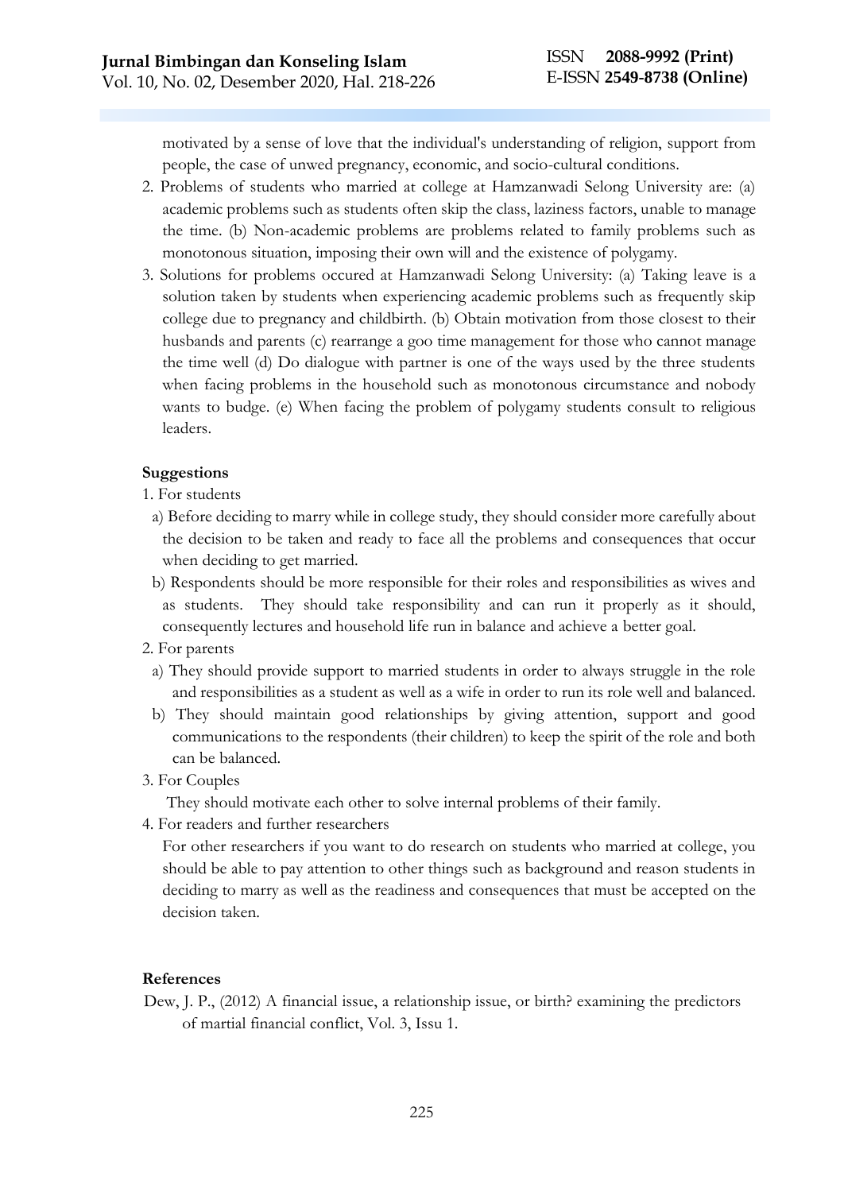motivated by a sense of love that the individual's understanding of religion, support from people, the case of unwed pregnancy, economic, and socio-cultural conditions.

2. Problems of students who married at college at Hamzanwadi Selong University are: (a) academic problems such as students often skip the class, laziness factors, unable to manage the time. (b) Non-academic problems are problems related to family problems such as monotonous situation, imposing their own will and the existence of polygamy.
3. Solutions for problems occured at Hamzanwadi Selong University: (a) Taking leave is a solution taken by students when experiencing academic problems such as frequently skip college due to pregnancy and childbirth. (b) Obtain motivation from those closest to their husbands and parents (c) rearrange a goo time management for those who cannot manage the time well (d) Do dialogue with partner is one of the ways used by the three students when facing problems in the household such as monotonous circumstance and nobody wants to budge. (e) When facing the problem of polygamy students consult to religious leaders.

**Suggestions**

1. For students
   a) Before deciding to marry while in college study, they should consider more carefully about the decision to be taken and ready to face all the problems and consequences that occur when deciding to get married.
   b) Respondents should be more responsible for their roles and responsibilities as wives and as students. They should take responsibility and can run it properly as it should, consequently lectures and household life run in balance and achieve a better goal.
2. For parents
   a) They should provide support to married students in order to always struggle in the role and responsibilities as a student as well as a wife in order to run its role well and balanced.
   b) They should maintain good relationships by giving attention, support and good communications to the respondents (their children) to keep the spirit of the role and both can be balanced.
3. For Couples
   They should motivate each other to solve internal problems of their family.
4. For readers and further researchers
   For other researchers if you want to do research on students who married at college, you should be able to pay attention to other things such as background and reason students in deciding to marry as well as the readiness and consequences that must be accepted on the decision taken.

**References**

Dew, J. P., (2012) A financial issue, a relationship issue, or birth? examining the predictors of martial financial conflict, Vol. 3, Issu 1.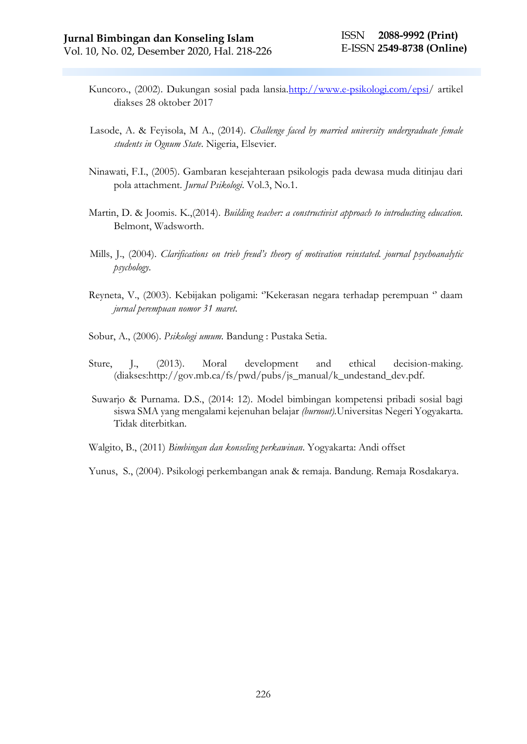Kuncoro., (2002). Dukungan sosial pada lansia.http://www.e-psikologi.com/epsi/ artikel diakses 28 oktober 2017

Lasode, A. & Feyisola, M A., (2014). *Challenge faced by married university undergraduate female students in Ognum State*. Nigeria, Elsevier.

Ninawati, F.I., (2005). Gambaran kesejahteraan psikologis pada dewasa muda ditinjau dari pola attachment. *Jurnal Psikologi*. Vol.3, No.1.

Martin, D. & Joomis. K.,(2014). *Building teacher: a constructivist approach to introducting education.* Belmont, Wadsworth.

Mills, J., (2004). *Clarifications on trieb freud's theory of motivation reinstated. journal psychoanalytic psychology.*

Reyneta, V., (2003). Kebijakan poligami: ''Kekerasan negara terhadap perempuan '' daam *jurnal perempuan nomor 31 maret.*

Sobur, A., (2006). *Psikologi umum.* Bandung : Pustaka Setia.

Sture, J., (2013). Moral development and ethical decision-making. (diakses:http://gov.mb.ca/fs/pwd/pubs/js_manual/k_undestand_dev.pdf.

Suwarjo & Purnama. D.S., (2014: 12). Model bimbingan kompetensi pribadi sosial bagi siswa SMA yang mengalami kejenuhan belajar *(burnout).*Universitas Negeri Yogyakarta. Tidak diterbitkan.

Walgito, B., (2011) *Bimbingan dan konseling perkawinan*. Yogyakarta: Andi offset

Yunus, S., (2004). Psikologi perkembangan anak & remaja. Bandung. Remaja Rosdakarya.